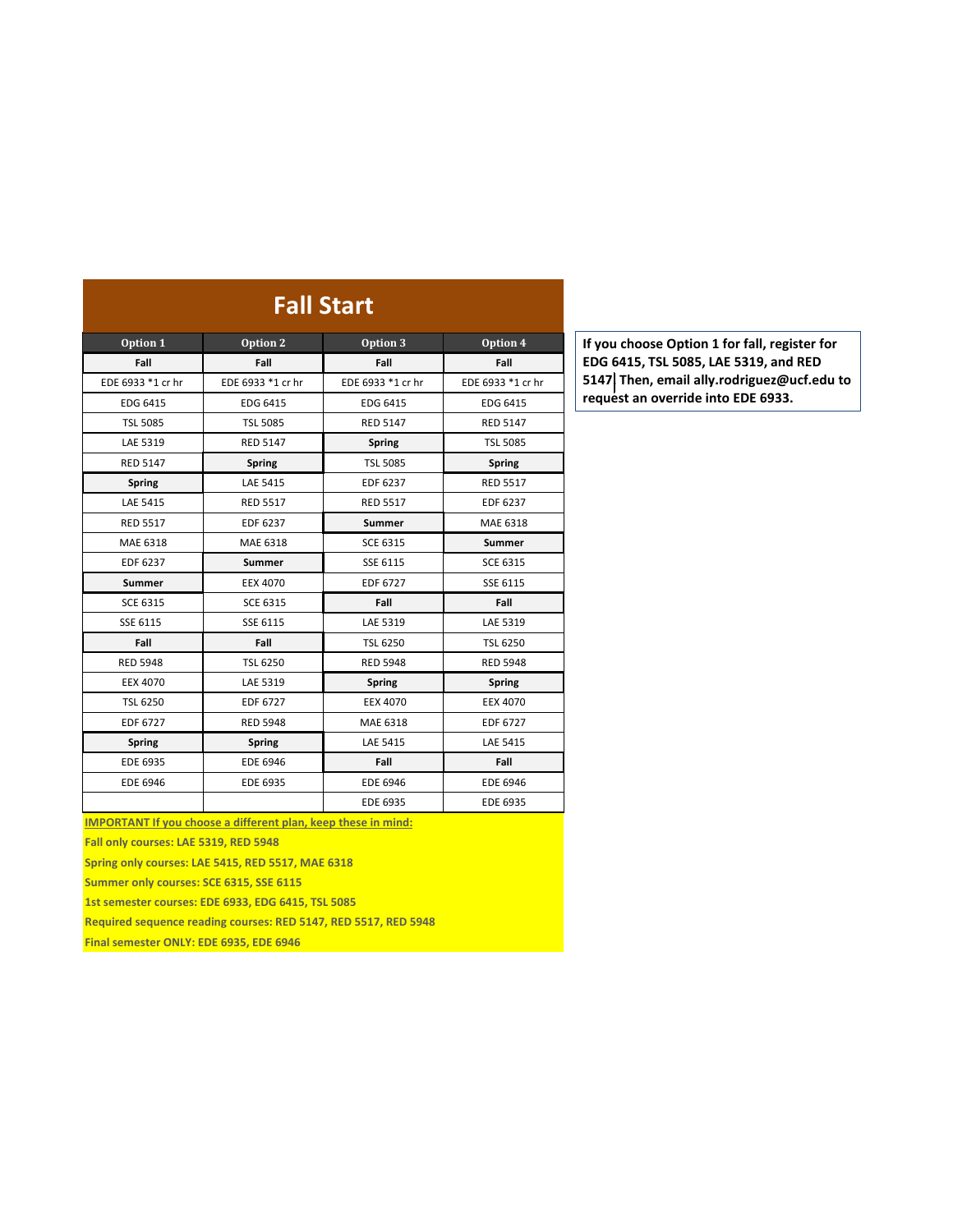# Fall Start

| Option 1 | Option 2 | Option 3 | Option 4 |
|---|---|---|---|
| **Fall** | **Fall** | **Fall** | **Fall** |
| EDE 6933 *1 cr hr | EDE 6933 *1 cr hr | EDE 6933 *1 cr hr | EDE 6933 *1 cr hr |
| EDG 6415 | EDG 6415 | EDG 6415 | EDG 6415 |
| TSL 5085 | TSL 5085 | RED 5147 | RED 5147 |
| LAE 5319 | RED 5147 | **Spring** | TSL 5085 |
| RED 5147 | **Spring** | TSL 5085 | **Spring** |
| **Spring** | LAE 5415 | EDF 6237 | RED 5517 |
| LAE 5415 | RED 5517 | RED 5517 | EDF 6237 |
| RED 5517 | EDF 6237 | **Summer** | MAE 6318 |
| MAE 6318 | MAE 6318 | SCE 6315 | **Summer** |
| EDF 6237 | **Summer** | SSE 6115 | SCE 6315 |
| **Summer** | EEX 4070 | EDF 6727 | SSE 6115 |
| SCE 6315 | SCE 6315 | **Fall** | **Fall** |
| SSE 6115 | SSE 6115 | LAE 5319 | LAE 5319 |
| **Fall** | **Fall** | TSL 6250 | TSL 6250 |
| RED 5948 | TSL 6250 | RED 5948 | RED 5948 |
| EEX 4070 | LAE 5319 | **Spring** | **Spring** |
| TSL 6250 | EDF 6727 | EEX 4070 | EEX 4070 |
| EDF 6727 | RED 5948 | MAE 6318 | EDF 6727 |
| **Spring** | **Spring** | LAE 5415 | LAE 5415 |
| EDE 6935 | EDE 6946 | **Fall** | **Fall** |
| EDE 6946 | EDE 6935 | EDE 6946 | EDE 6946 |
| | | EDE 6935 | EDE 6935 |

**IMPORTANT If you choose a different plan, keep these in mind:**

**Fall only courses: LAE 5319, RED 5948**

**Spring only courses: LAE 5415, RED 5517, MAE 6318**

**Summer only courses: SCE 6315, SSE 6115**

**1st semester courses: EDE 6933, EDG 6415, TSL 5085**

**Required sequence reading courses: RED 5147, RED 5517, RED 5948**

**Final semester ONLY: EDE 6935, EDE 6946**

**If you choose Option 1 for fall, register for EDG 6415, TSL 5085, LAE 5319, and RED 5147 Then, email ally.rodriguez@ucf.edu to request an override into EDE 6933.**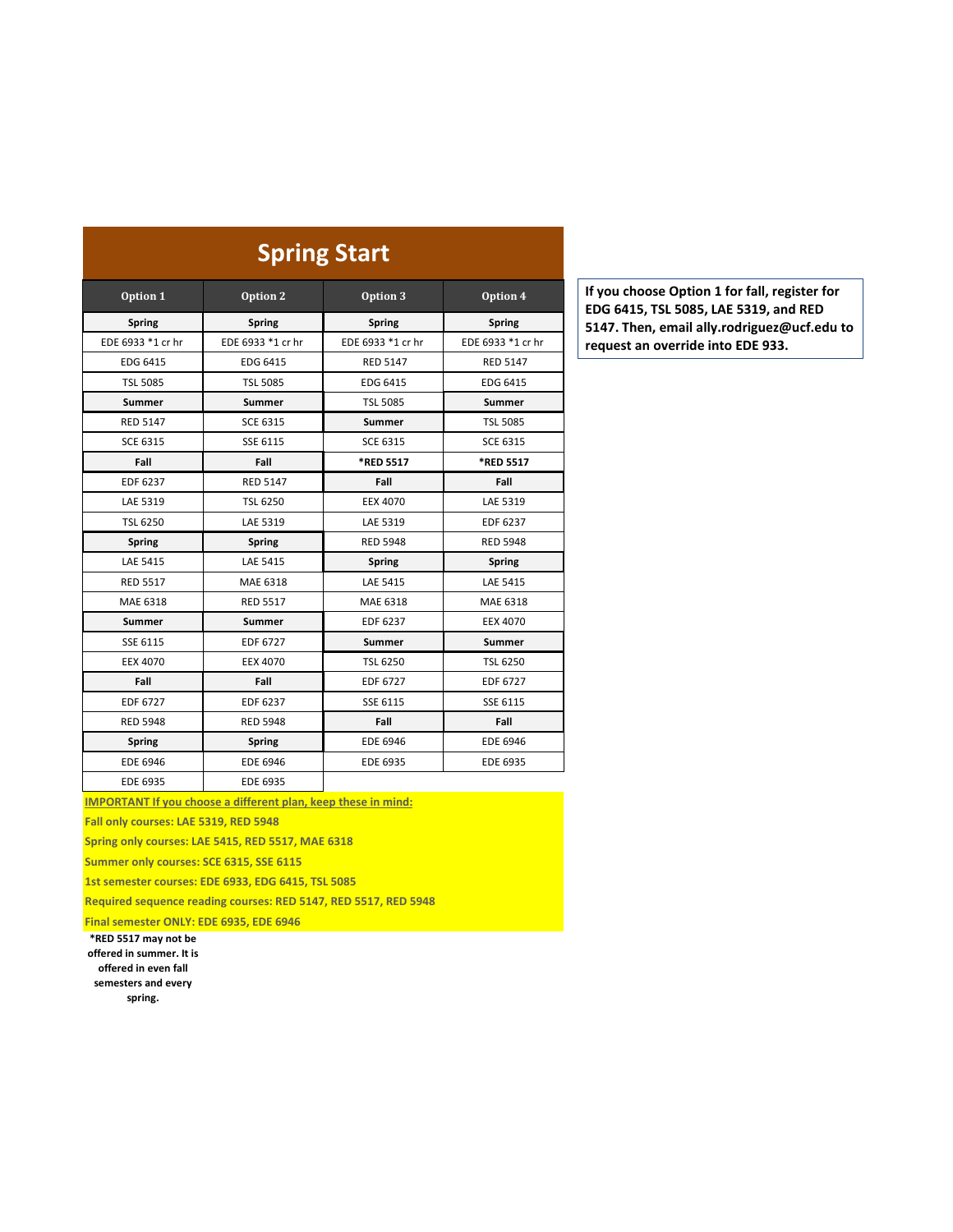# Spring Start

| Option 1 | Option 2 | Option 3 | Option 4 |
|---|---|---|---|
| **Spring** | **Spring** | **Spring** | **Spring** |
| EDE 6933 *1 cr hr | EDE 6933 *1 cr hr | EDE 6933 *1 cr hr | EDE 6933 *1 cr hr |
| EDG 6415 | EDG 6415 | RED 5147 | RED 5147 |
| TSL 5085 | TSL 5085 | EDG 6415 | EDG 6415 |
| **Summer** | **Summer** | TSL 5085 | **Summer** |
| RED 5147 | SCE 6315 | **Summer** | TSL 5085 |
| SCE 6315 | SSE 6115 | SCE 6315 | SCE 6315 |
| **Fall** | **Fall** | ***RED 5517** | ***RED 5517** |
| EDF 6237 | RED 5147 | **Fall** | **Fall** |
| LAE 5319 | TSL 6250 | EEX 4070 | LAE 5319 |
| TSL 6250 | LAE 5319 | LAE 5319 | EDF 6237 |
| **Spring** | **Spring** | RED 5948 | RED 5948 |
| LAE 5415 | LAE 5415 | **Spring** | **Spring** |
| RED 5517 | MAE 6318 | LAE 5415 | LAE 5415 |
| MAE 6318 | RED 5517 | MAE 6318 | MAE 6318 |
| **Summer** | **Summer** | EDF 6237 | EEX 4070 |
| SSE 6115 | EDF 6727 | **Summer** | **Summer** |
| EEX 4070 | EEX 4070 | TSL 6250 | TSL 6250 |
| **Fall** | **Fall** | EDF 6727 | EDF 6727 |
| EDF 6727 | EDF 6237 | SSE 6115 | SSE 6115 |
| RED 5948 | RED 5948 | **Fall** | **Fall** |
| **Spring** | **Spring** | EDE 6946 | EDE 6946 |
| EDE 6946 | EDE 6946 | EDE 6935 | EDE 6935 |
| EDE 6935 | EDE 6935 | | |

**If you choose Option 1 for fall, register for EDG 6415, TSL 5085, LAE 5319, and RED 5147. Then, email ally.rodriguez@ucf.edu to request an override into EDE 933.**

**IMPORTANT If you choose a different plan, keep these in mind:**

**Fall only courses: LAE 5319, RED 5948**

**Spring only courses: LAE 5415, RED 5517, MAE 6318**

**Summer only courses: SCE 6315, SSE 6115**

**1st semester courses: EDE 6933, EDG 6415, TSL 5085**

**Required sequence reading courses: RED 5147, RED 5517, RED 5948**

**Final semester ONLY: EDE 6935, EDE 6946**

**\*RED 5517 may not be offered in summer. It is offered in even fall semesters and every spring.**